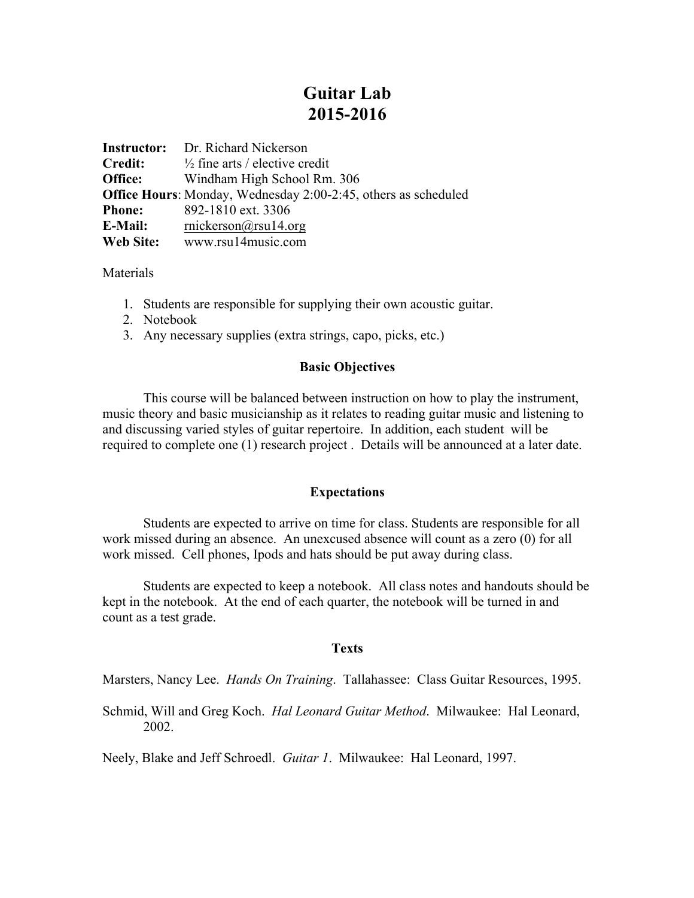# Guitar Lab
# 2015-2016

**Instructor:** Dr. Richard Nickerson
**Credit:** ½ fine arts / elective credit
**Office:** Windham High School Rm. 306
**Office Hours**: Monday, Wednesday 2:00-2:45, others as scheduled
**Phone:** 892-1810 ext. 3306
**E-Mail:** rnickerson@rsu14.org
**Web Site:** www.rsu14music.com

Materials

1. Students are responsible for supplying their own acoustic guitar.
2. Notebook
3. Any necessary supplies (extra strings, capo, picks, etc.)

### Basic Objectives

This course will be balanced between instruction on how to play the instrument, music theory and basic musicianship as it relates to reading guitar music and listening to and discussing varied styles of guitar repertoire. In addition, each student will be required to complete one (1) research project . Details will be announced at a later date.

### Expectations

Students are expected to arrive on time for class. Students are responsible for all work missed during an absence. An unexcused absence will count as a zero (0) for all work missed. Cell phones, Ipods and hats should be put away during class.

Students are expected to keep a notebook. All class notes and handouts should be kept in the notebook. At the end of each quarter, the notebook will be turned in and count as a test grade.

### Texts

Marsters, Nancy Lee. *Hands On Training*. Tallahassee: Class Guitar Resources, 1995.

Schmid, Will and Greg Koch. *Hal Leonard Guitar Method*. Milwaukee: Hal Leonard, 2002.

Neely, Blake and Jeff Schroedl. *Guitar 1*. Milwaukee: Hal Leonard, 1997.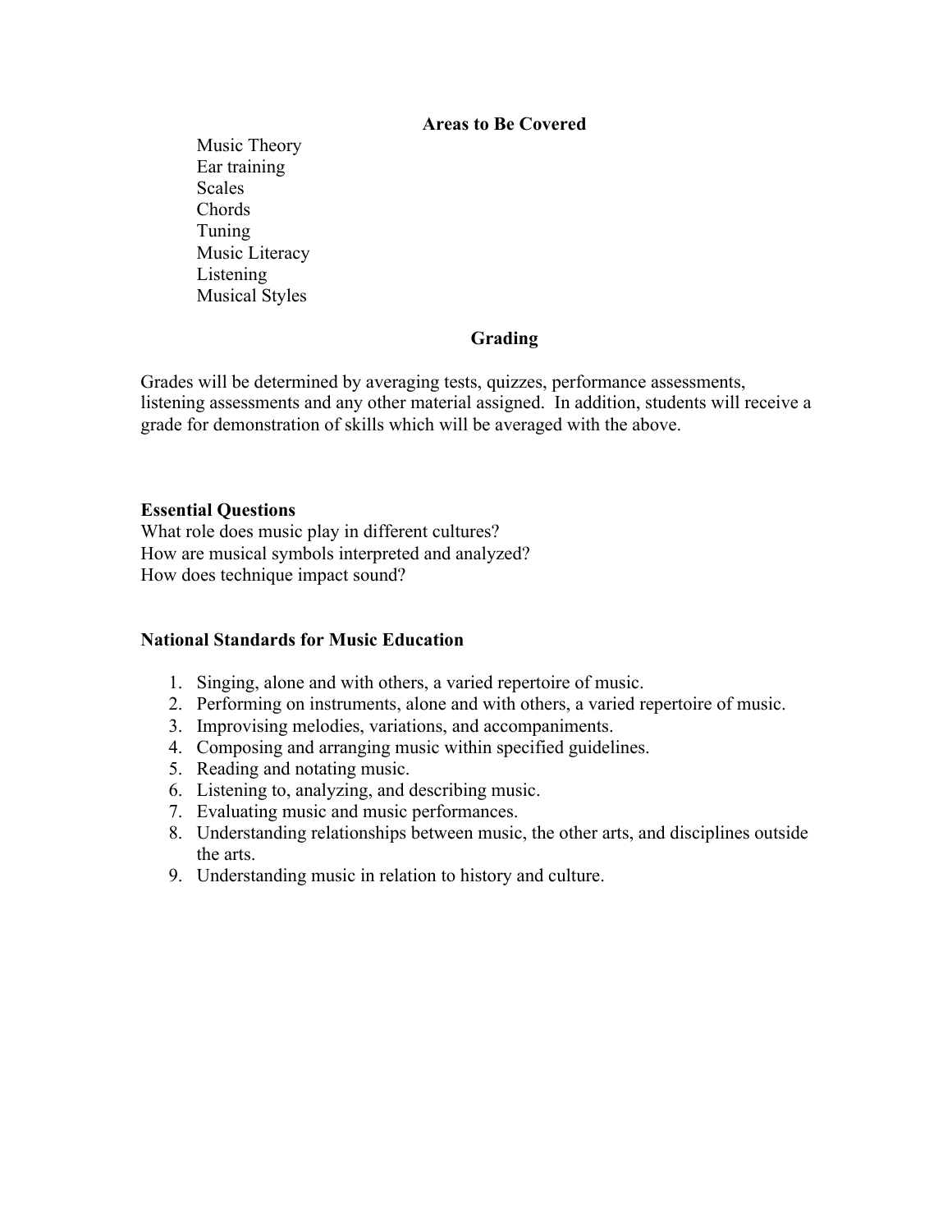## Areas to Be Covered

Music Theory
Ear training
Scales
Chords
Tuning
Music Literacy
Listening
Musical Styles

## Grading

Grades will be determined by averaging tests, quizzes, performance assessments, listening assessments and any other material assigned. In addition, students will receive a grade for demonstration of skills which will be averaged with the above.

**Essential Questions**

What role does music play in different cultures?
How are musical symbols interpreted and analyzed?
How does technique impact sound?

**National Standards for Music Education**

1. Singing, alone and with others, a varied repertoire of music.
2. Performing on instruments, alone and with others, a varied repertoire of music.
3. Improvising melodies, variations, and accompaniments.
4. Composing and arranging music within specified guidelines.
5. Reading and notating music.
6. Listening to, analyzing, and describing music.
7. Evaluating music and music performances.
8. Understanding relationships between music, the other arts, and disciplines outside the arts.
9. Understanding music in relation to history and culture.